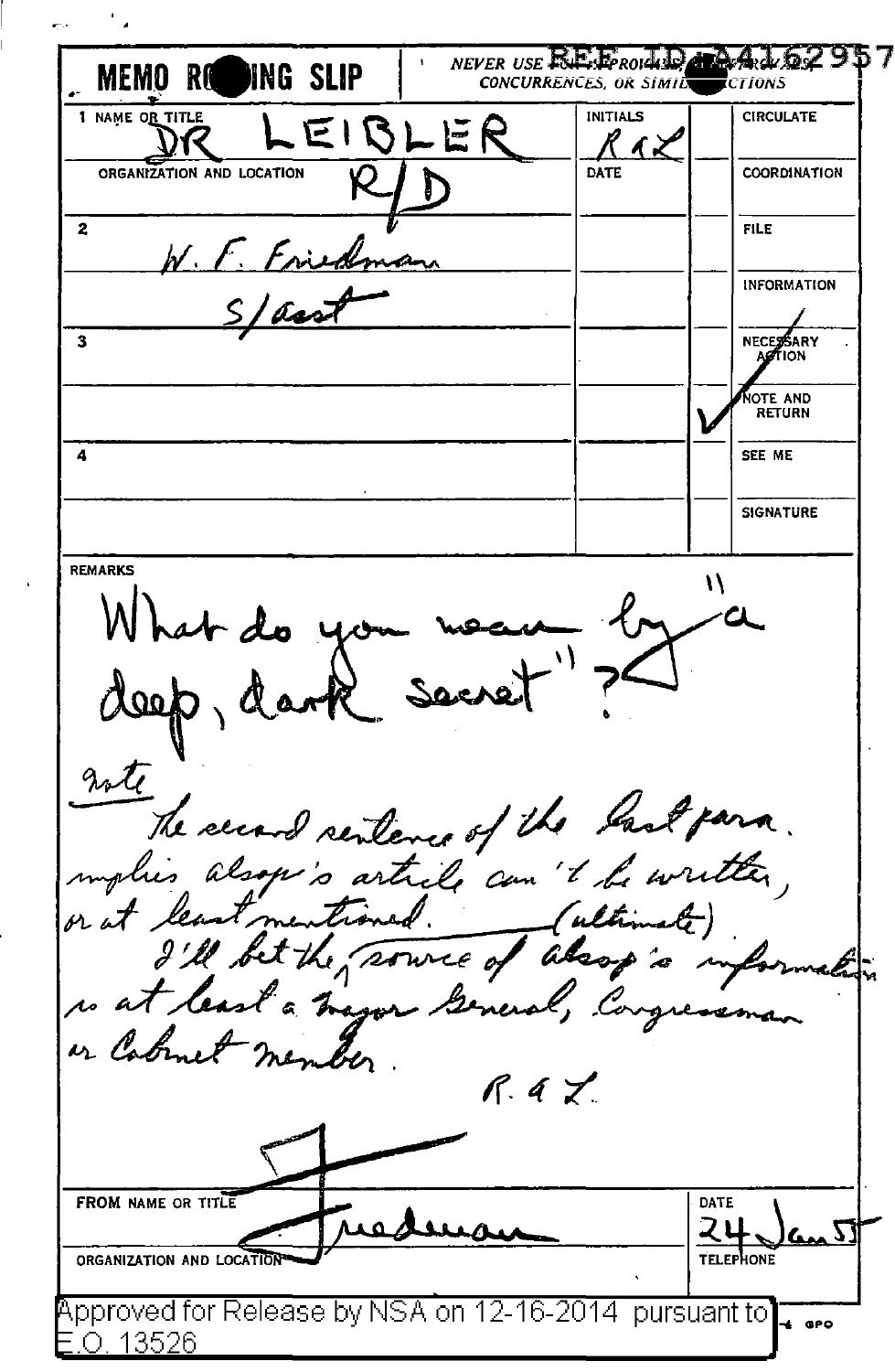# MEMO ROUTING SLIP

NEVER USE FOR APPROVALS, DISAPPROVALS, CONCURRENCES, OR SIMILAR ACTIONS

REF ID:A4162957

| | NAME OR TITLE | INITIALS | | |
|---|---|---|---|---|
| 1 | DR LEIBLER | RAL | | CIRCULATE |
| | ORGANIZATION AND LOCATION: R/D | DATE | | COORDINATION |
| 2 | W. F. Friedman | | | FILE |
| | S/asst | | | INFORMATION |
| 3 | | | | NECESSARY ACTION |
| | | | ✓ | NOTE AND RETURN |
| 4 | | | | SEE ME |
| | | | | SIGNATURE |

REMARKS

What do you mean by "a deep, dark secret"?

note

The second sentence of the last para. implies Alsop's article can't be written, or at least mentioned.

I'll bet the (ultimate) source of Alsop's information is at least a Major General, Congressman or Cabinet member.

R. A. L.

FROM NAME OR TITLE: Friedman

DATE: 24 Jan 55

ORGANIZATION AND LOCATION

TELEPHONE

Approved for Release by NSA on 12-16-2014 pursuant to E.O. 13526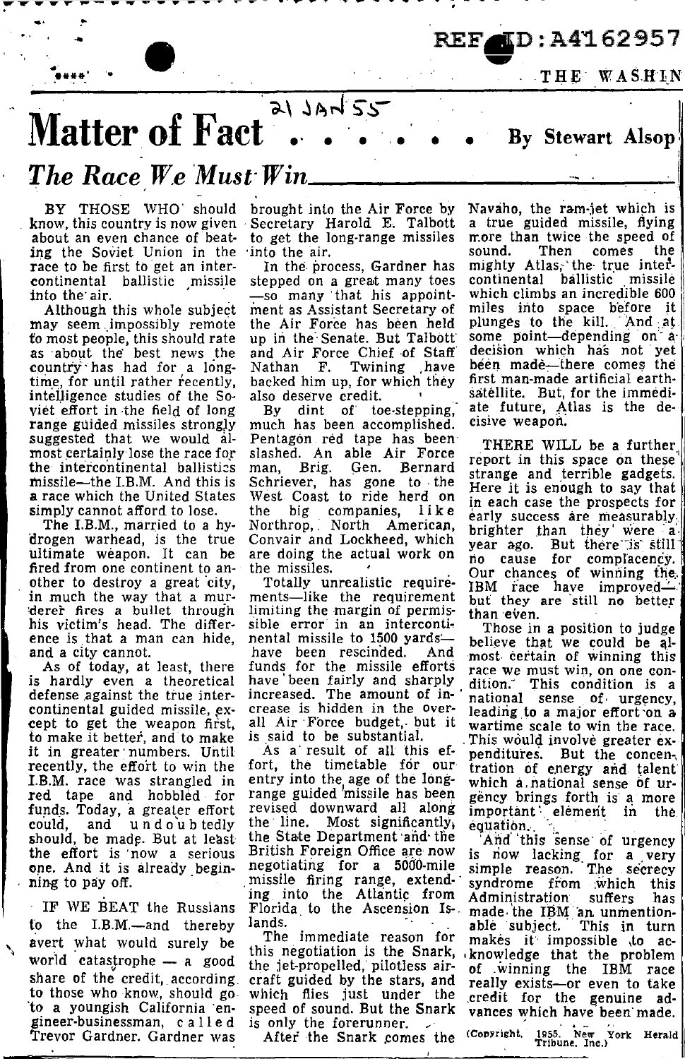REF ID:A4162957

THE WASHIN

# Matter of Fact . . . . . . . By Stewart Alsop

21 JAN 55

## *The Race We Must Win*

BY THOSE WHO should know, this country is now given about an even chance of beating the Soviet Union in the race to be first to get an intercontinental ballistic missile into the air.

Although this whole subject may seem impossibly remote to most people, this should rate as about the best news the country has had for a long time, for until rather recently, intelligence studies of the Soviet effort in the field of long range guided missiles strongly suggested that we would almost certainly lose the race for the intercontinental ballistic missile—the I.B.M. And this is a race which the United States simply cannot afford to lose.

The I.B.M., married to a hydrogen warhead, is the true ultimate weapon. It can be fired from one continent to another to destroy a great city, in much the way that a murderer fires a bullet through his victim's head. The difference is that a man can hide, and a city cannot.

As of today, at least, there is hardly even a theoretical defense against the true intercontinental guided missile, except to get the weapon first, to make it better, and to make it in greater numbers. Until recently, the effort to win the I.B.M. race was strangled in red tape and hobbled for funds. Today, a greater effort could, and undoubtedly should, be made. But at least the effort is now a serious one. And it is already beginning to pay off.

IF WE BEAT the Russians to the I.B.M.—and thereby avert what would surely be world catastrophe — a good share of the credit, according to those who know, should go to a youngish California engineer-businessman, called Trevor Gardner. Gardner was brought into the Air Force by Secretary Harold E. Talbott to get the long-range missiles into the air.

In the process, Gardner has stepped on a great many toes—so many that his appointment as Assistant Secretary of the Air Force has been held up in the Senate. But Talbott and Air Force Chief of Staff Nathan F. Twining have backed him up, for which they also deserve credit.

By dint of toe-stepping, much has been accomplished. Pentagon red tape has been slashed. An able Air Force man, Brig. Gen. Bernard Schriever, has gone to the West Coast to ride herd on the big companies, like Northrop, North American, Convair and Lockheed, which are doing the actual work on the missiles.

Totally unrealistic requirements—like the requirement limiting the margin of permissible error in an intercontinental missile to 1500 yards—have been rescinded. And funds for the missile efforts have been fairly and sharply increased. The amount of increase is hidden in the overall Air Force budget, but it is said to be substantial.

As a result of all this effort, the timetable for our entry into the age of the long-range guided missile has been revised downward all along the line. Most significantly, the State Department and the British Foreign Office are now negotiating for a 5000-mile missile firing range, extending into the Atlantic from Florida to the Ascension Islands.

The immediate reason for this negotiation is the Snark, the jet-propelled, pilotless aircraft guided by the stars, and which flies just under the speed of sound. But the Snark is only the forerunner.

After the Snark comes the Navaho, the ram-jet which is a true guided missile, flying more than twice the speed of sound. Then comes the mighty Atlas, the true intercontinental ballistic missile which climbs an incredible 600 miles into space before it plunges to the kill. And at some point—depending on a decision which has not yet been made—there comes the first man-made artificial earth-satellite. But, for the immediate future, Atlas is the decisive weapon.

THERE WILL be a further report in this space on these strange and terrible gadgets. Here it is enough to say that in each case the prospects for early success are measurably brighter than they were a year ago. But there is still no cause for complacency. Our chances of winning the IBM race have improved—but they are still no better than even.

Those in a position to judge believe that we could be almost certain of winning this race we must win, on one condition. This condition is a national sense of urgency, leading to a major effort on a wartime scale to win the race. This would involve greater expenditures. But the concentration of energy and talent which a national sense of urgency brings forth is a more important element in the equation.

And this sense of urgency is now lacking for a very simple reason. The secrecy syndrome from which this Administration suffers has made the IBM an unmentionable subject. This in turn makes it impossible to acknowledge that the problem of winning the IBM race really exists—or even to take credit for the genuine advances which have been made.

(Copyright, 1955, New York Herald Tribune, Inc.)